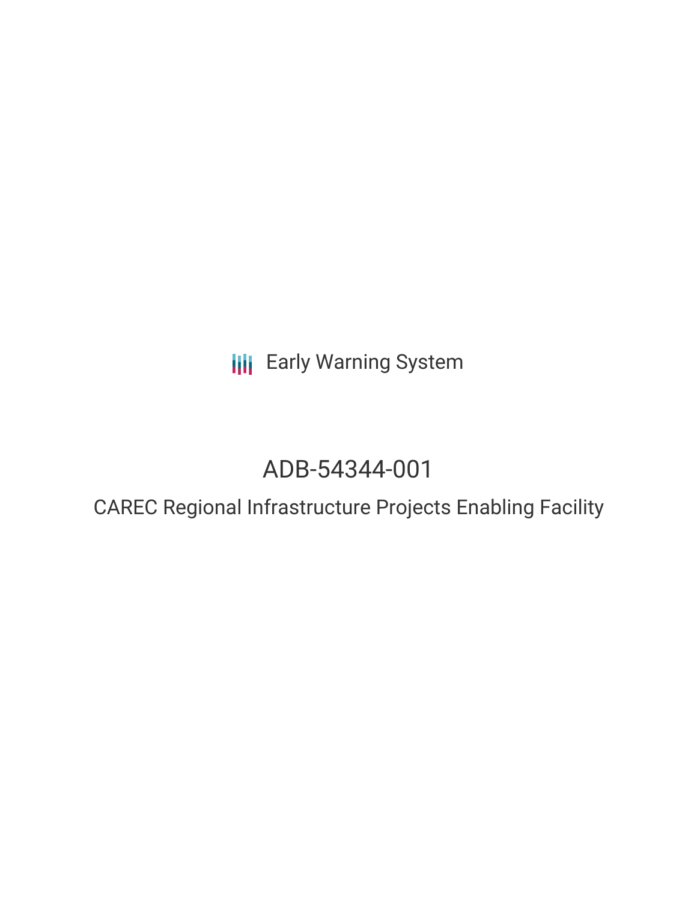Early Warning System

# ADB-54344-001

## CAREC Regional Infrastructure Projects Enabling Facility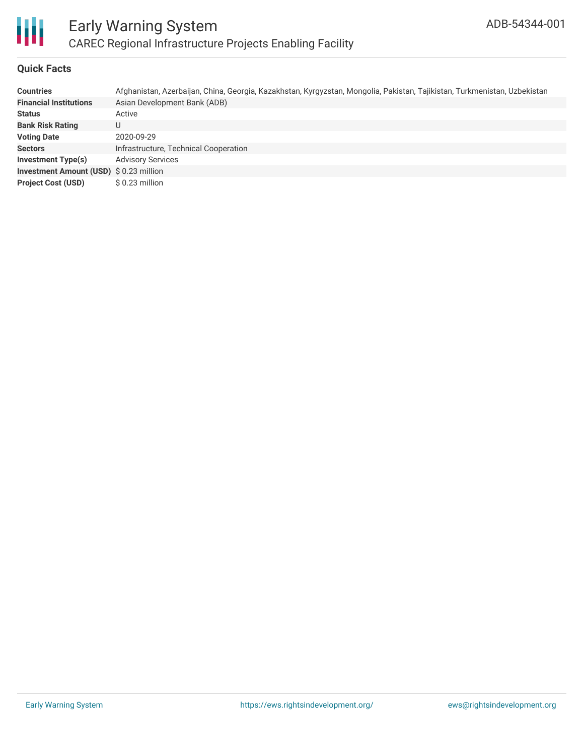# Early Warning System

## CAREC Regional Infrastructure Projects Enabling Facility

ADB-54344-001

### Quick Facts

| | |
|---|---|
| **Countries** | Afghanistan, Azerbaijan, China, Georgia, Kazakhstan, Kyrgyzstan, Mongolia, Pakistan, Tajikistan, Turkmenistan, Uzbekistan |
| **Financial Institutions** | Asian Development Bank (ADB) |
| **Status** | Active |
| **Bank Risk Rating** | U |
| **Voting Date** | 2020-09-29 |
| **Sectors** | Infrastructure, Technical Cooperation |
| **Investment Type(s)** | Advisory Services |
| **Investment Amount (USD)** | $ 0.23 million |
| **Project Cost (USD)** | $ 0.23 million |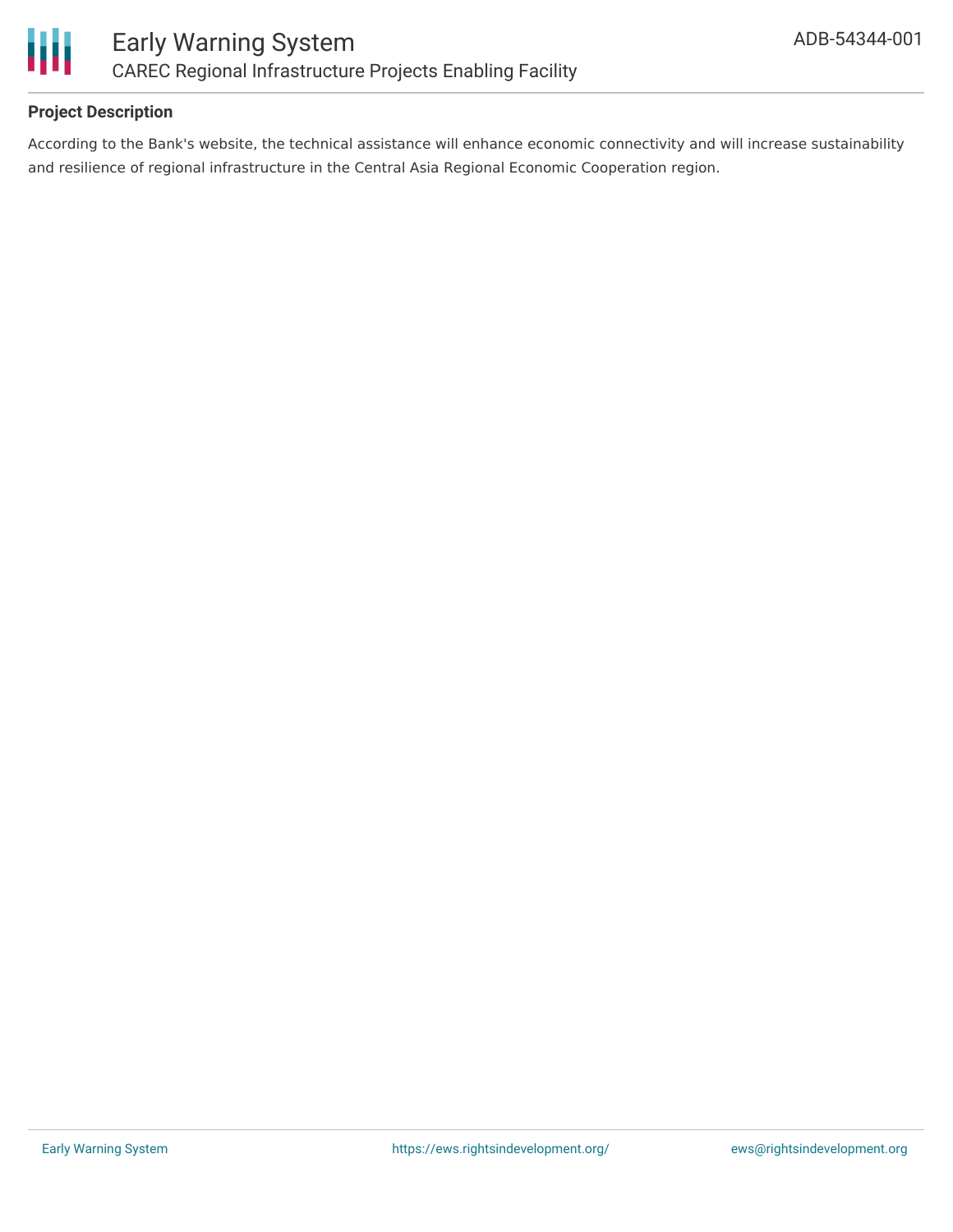**Project Description**

According to the Bank's website, the technical assistance will enhance economic connectivity and will increase sustainability and resilience of regional infrastructure in the Central Asia Regional Economic Cooperation region.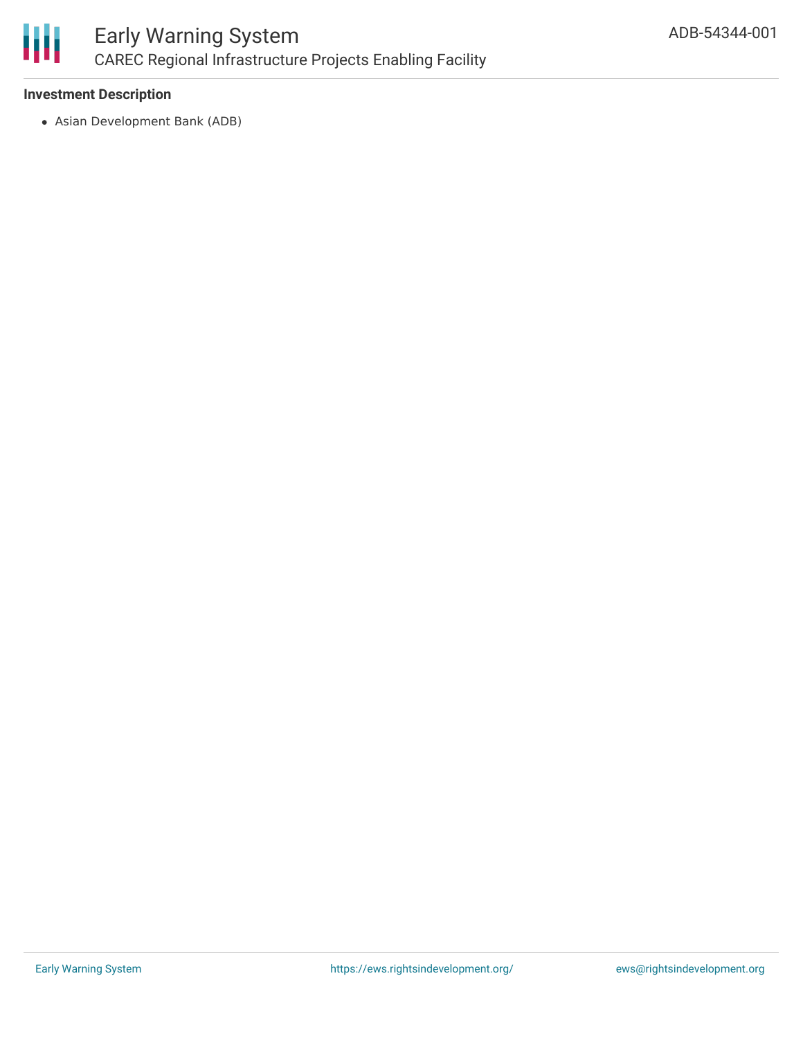**Investment Description**

- Asian Development Bank (ADB)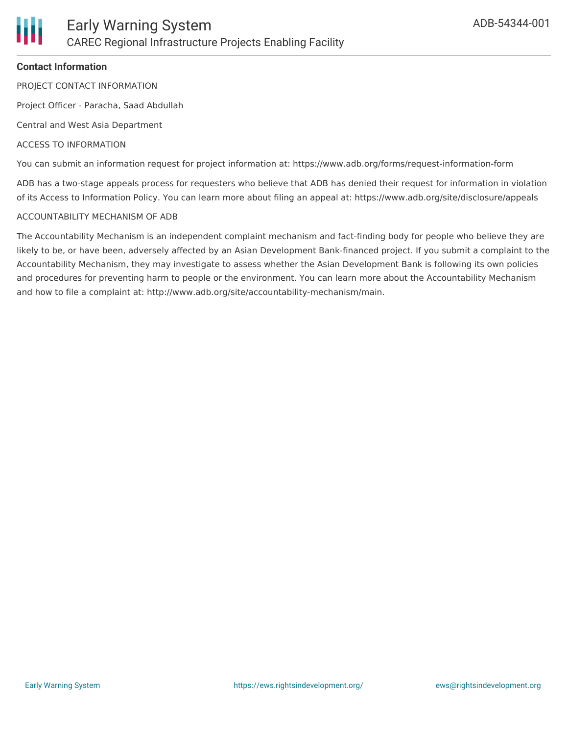## Contact Information

PROJECT CONTACT INFORMATION

Project Officer - Paracha, Saad Abdullah

Central and West Asia Department

ACCESS TO INFORMATION

You can submit an information request for project information at: https://www.adb.org/forms/request-information-form

ADB has a two-stage appeals process for requesters who believe that ADB has denied their request for information in violation of its Access to Information Policy. You can learn more about filing an appeal at: https://www.adb.org/site/disclosure/appeals

ACCOUNTABILITY MECHANISM OF ADB

The Accountability Mechanism is an independent complaint mechanism and fact-finding body for people who believe they are likely to be, or have been, adversely affected by an Asian Development Bank-financed project. If you submit a complaint to the Accountability Mechanism, they may investigate to assess whether the Asian Development Bank is following its own policies and procedures for preventing harm to people or the environment. You can learn more about the Accountability Mechanism and how to file a complaint at: http://www.adb.org/site/accountability-mechanism/main.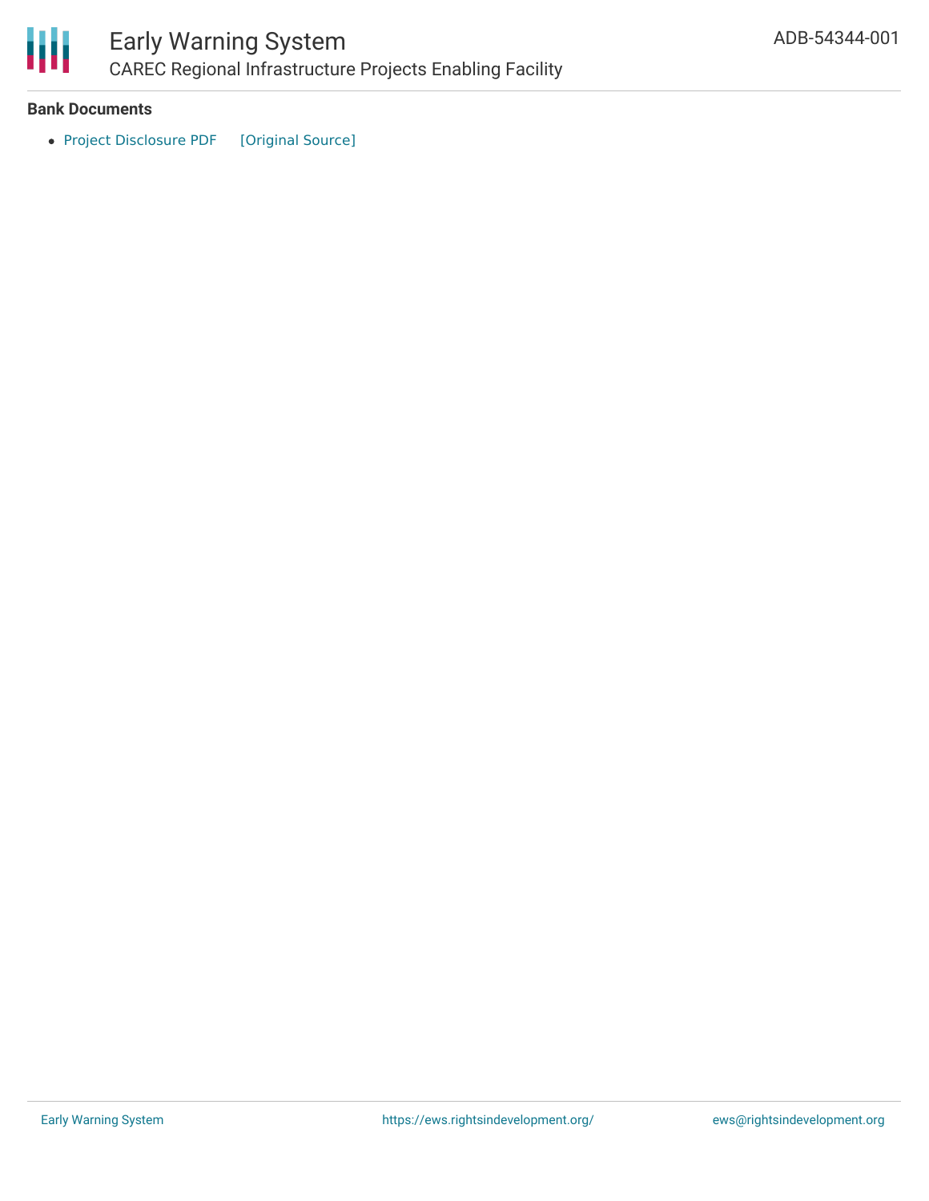### Bank Documents

- Project Disclosure PDF [Original Source]